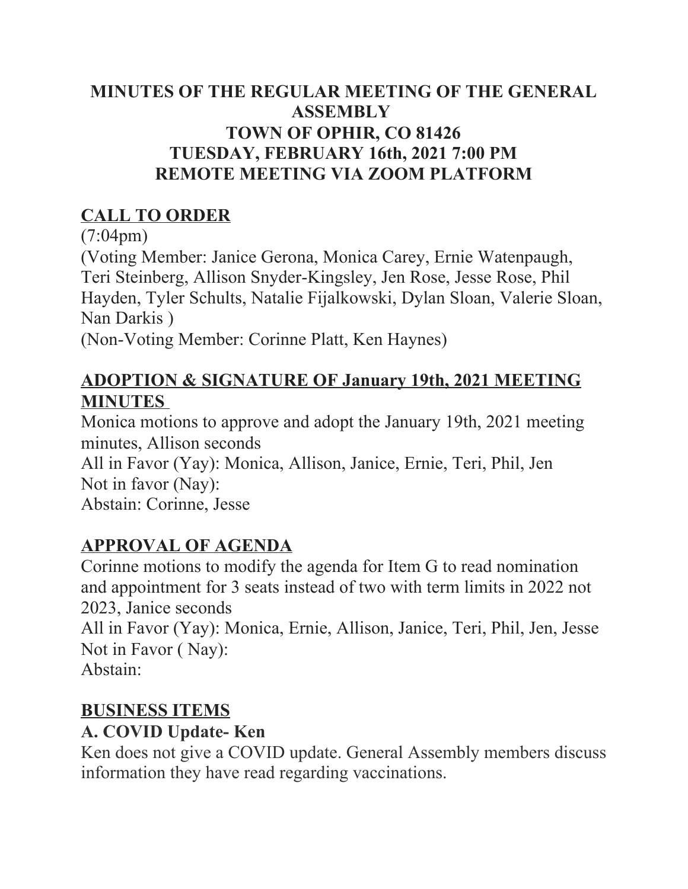# MINUTES OF THE REGULAR MEETING OF THE GENERAL ASSEMBLY
# TOWN OF OPHIR, CO 81426
# TUESDAY, FEBRUARY 16th, 2021 7:00 PM
# REMOTE MEETING VIA ZOOM PLATFORM

## CALL TO ORDER

(7:04pm)
(Voting Member: Janice Gerona, Monica Carey, Ernie Watenpaugh, Teri Steinberg, Allison Snyder-Kingsley, Jen Rose, Jesse Rose, Phil Hayden, Tyler Schults, Natalie Fijalkowski, Dylan Sloan, Valerie Sloan, Nan Darkis )
(Non-Voting Member: Corinne Platt, Ken Haynes)

## ADOPTION & SIGNATURE OF January 19th, 2021 MEETING MINUTES

Monica motions to approve and adopt the January 19th, 2021 meeting minutes, Allison seconds
All in Favor (Yay): Monica, Allison, Janice, Ernie, Teri, Phil, Jen
Not in favor (Nay):
Abstain: Corinne, Jesse

## APPROVAL OF AGENDA

Corinne motions to modify the agenda for Item G to read nomination and appointment for 3 seats instead of two with term limits in 2022 not 2023, Janice seconds
All in Favor (Yay): Monica, Ernie, Allison, Janice, Teri, Phil, Jen, Jesse
Not in Favor ( Nay):
Abstain:

## BUSINESS ITEMS

### A. COVID Update- Ken

Ken does not give a COVID update. General Assembly members discuss information they have read regarding vaccinations.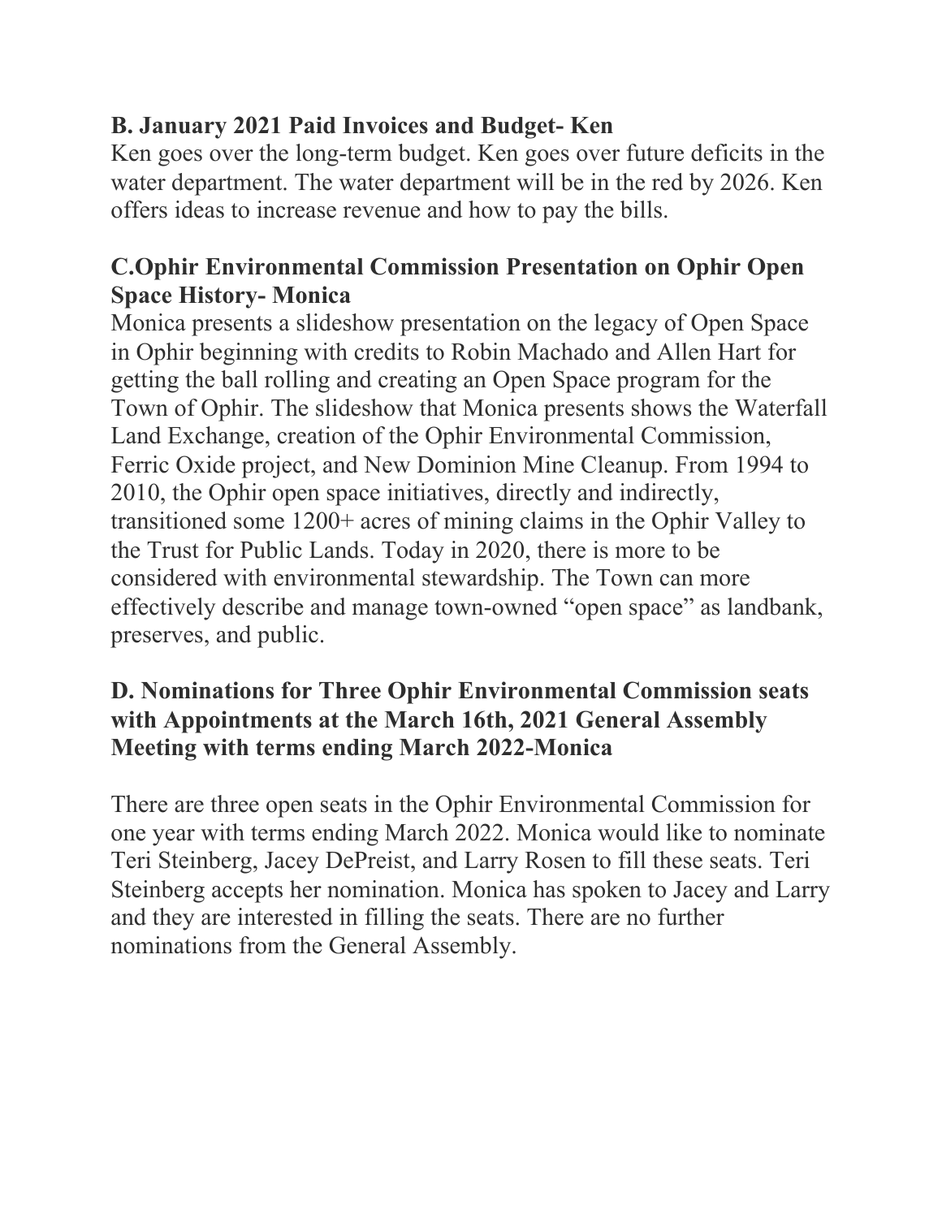### B. January 2021 Paid Invoices and Budget- Ken

Ken goes over the long-term budget. Ken goes over future deficits in the water department. The water department will be in the red by 2026. Ken offers ideas to increase revenue and how to pay the bills.

### C.Ophir Environmental Commission Presentation on Ophir Open Space History- Monica

Monica presents a slideshow presentation on the legacy of Open Space in Ophir beginning with credits to Robin Machado and Allen Hart for getting the ball rolling and creating an Open Space program for the Town of Ophir. The slideshow that Monica presents shows the Waterfall Land Exchange, creation of the Ophir Environmental Commission, Ferric Oxide project, and New Dominion Mine Cleanup. From 1994 to 2010, the Ophir open space initiatives, directly and indirectly, transitioned some 1200+ acres of mining claims in the Ophir Valley to the Trust for Public Lands. Today in 2020, there is more to be considered with environmental stewardship. The Town can more effectively describe and manage town-owned "open space" as landbank, preserves, and public.

### D. Nominations for Three Ophir Environmental Commission seats with Appointments at the March 16th, 2021 General Assembly Meeting with terms ending March 2022-Monica

There are three open seats in the Ophir Environmental Commission for one year with terms ending March 2022. Monica would like to nominate Teri Steinberg, Jacey DePreist, and Larry Rosen to fill these seats. Teri Steinberg accepts her nomination. Monica has spoken to Jacey and Larry and they are interested in filling the seats. There are no further nominations from the General Assembly.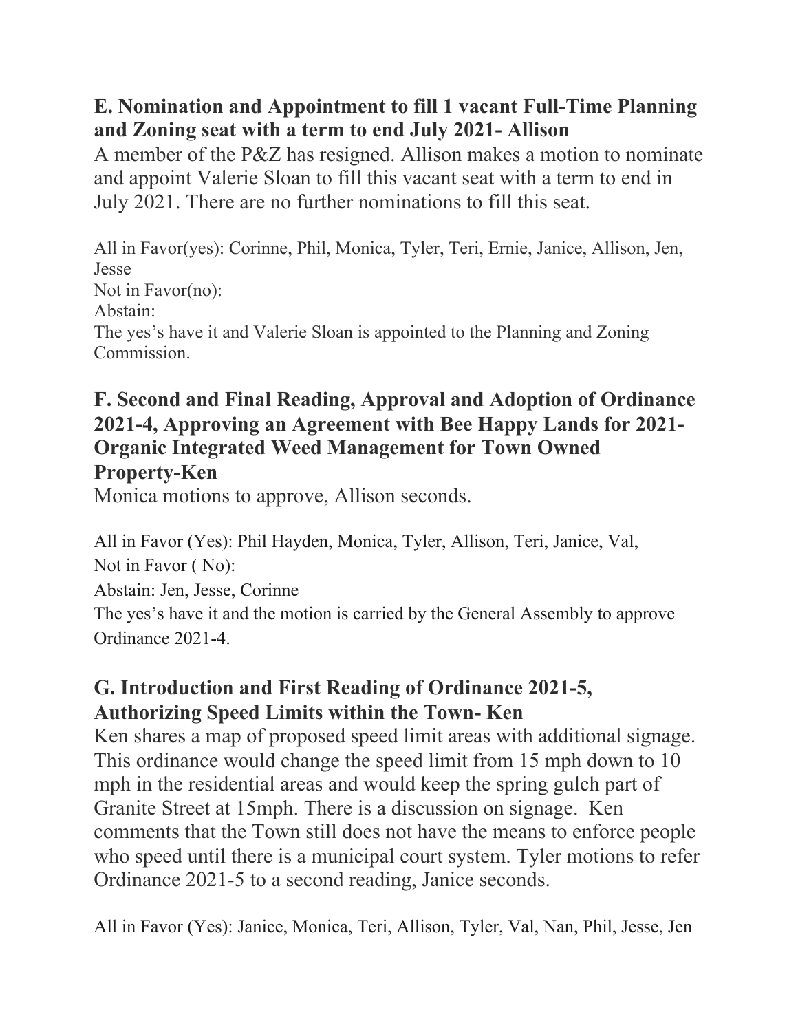### E. Nomination and Appointment to fill 1 vacant Full-Time Planning and Zoning seat with a term to end July 2021- Allison

A member of the P&Z has resigned. Allison makes a motion to nominate and appoint Valerie Sloan to fill this vacant seat with a term to end in July 2021. There are no further nominations to fill this seat.

All in Favor(yes): Corinne, Phil, Monica, Tyler, Teri, Ernie, Janice, Allison, Jen, Jesse
Not in Favor(no):
Abstain:
The yes's have it and Valerie Sloan is appointed to the Planning and Zoning Commission.

### F. Second and Final Reading, Approval and Adoption of Ordinance 2021-4, Approving an Agreement with Bee Happy Lands for 2021-Organic Integrated Weed Management for Town Owned Property-Ken

Monica motions to approve, Allison seconds.

All in Favor (Yes): Phil Hayden, Monica, Tyler, Allison, Teri, Janice, Val,
Not in Favor ( No):
Abstain: Jen, Jesse, Corinne
The yes's have it and the motion is carried by the General Assembly to approve Ordinance 2021-4.

### G. Introduction and First Reading of Ordinance 2021-5, Authorizing Speed Limits within the Town- Ken

Ken shares a map of proposed speed limit areas with additional signage. This ordinance would change the speed limit from 15 mph down to 10 mph in the residential areas and would keep the spring gulch part of Granite Street at 15mph. There is a discussion on signage. Ken comments that the Town still does not have the means to enforce people who speed until there is a municipal court system. Tyler motions to refer Ordinance 2021-5 to a second reading, Janice seconds.

All in Favor (Yes): Janice, Monica, Teri, Allison, Tyler, Val, Nan, Phil, Jesse, Jen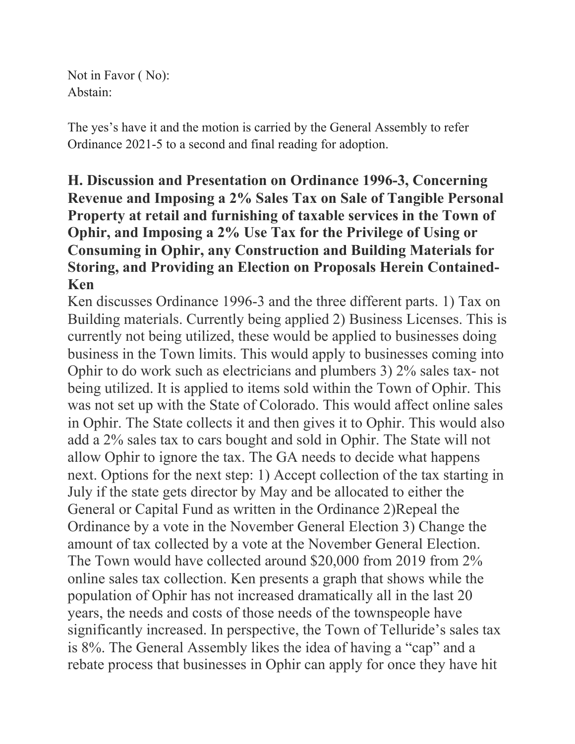Not in Favor ( No):
Abstain:

The yes's have it and the motion is carried by the General Assembly to refer Ordinance 2021-5 to a second and final reading for adoption.

### H. Discussion and Presentation on Ordinance 1996-3, Concerning Revenue and Imposing a 2% Sales Tax on Sale of Tangible Personal Property at retail and furnishing of taxable services in the Town of Ophir, and Imposing a 2% Use Tax for the Privilege of Using or Consuming in Ophir, any Construction and Building Materials for Storing, and Providing an Election on Proposals Herein Contained-Ken

Ken discusses Ordinance 1996-3 and the three different parts. 1) Tax on Building materials. Currently being applied 2) Business Licenses. This is currently not being utilized, these would be applied to businesses doing business in the Town limits. This would apply to businesses coming into Ophir to do work such as electricians and plumbers 3) 2% sales tax- not being utilized. It is applied to items sold within the Town of Ophir. This was not set up with the State of Colorado. This would affect online sales in Ophir. The State collects it and then gives it to Ophir. This would also add a 2% sales tax to cars bought and sold in Ophir. The State will not allow Ophir to ignore the tax. The GA needs to decide what happens next. Options for the next step: 1) Accept collection of the tax starting in July if the state gets director by May and be allocated to either the General or Capital Fund as written in the Ordinance 2)Repeal the Ordinance by a vote in the November General Election 3) Change the amount of tax collected by a vote at the November General Election. The Town would have collected around $20,000 from 2019 from 2% online sales tax collection. Ken presents a graph that shows while the population of Ophir has not increased dramatically all in the last 20 years, the needs and costs of those needs of the townspeople have significantly increased. In perspective, the Town of Telluride's sales tax is 8%. The General Assembly likes the idea of having a "cap" and a rebate process that businesses in Ophir can apply for once they have hit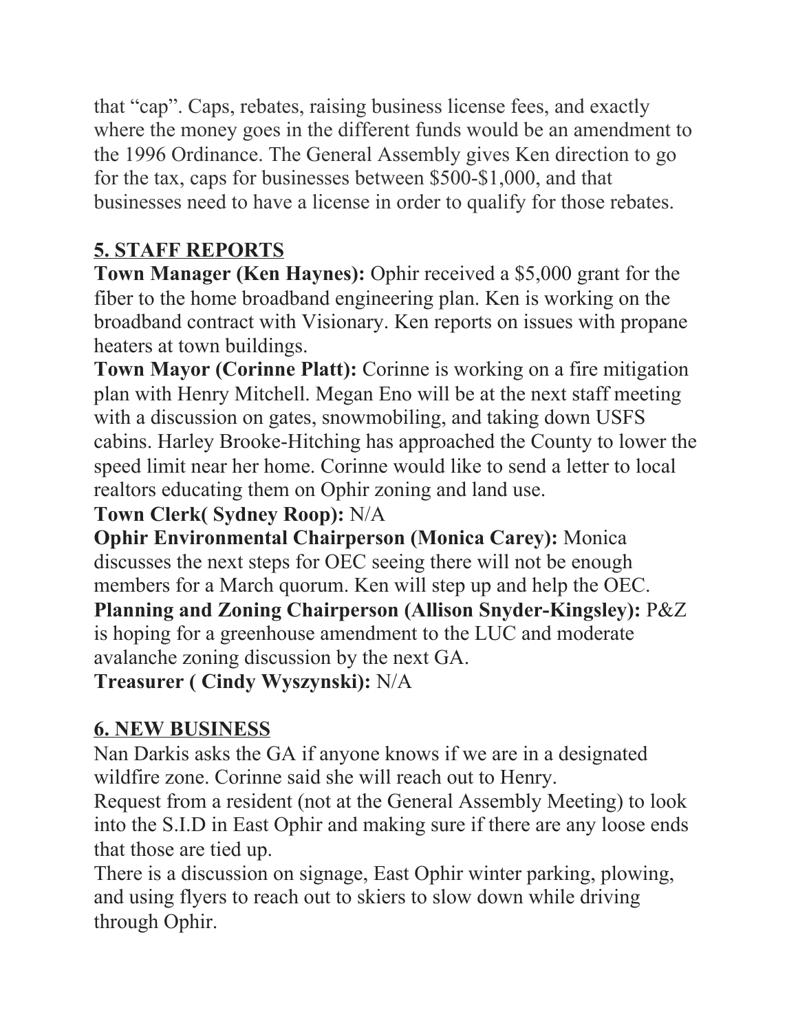that "cap". Caps, rebates, raising business license fees, and exactly where the money goes in the different funds would be an amendment to the 1996 Ordinance. The General Assembly gives Ken direction to go for the tax, caps for businesses between $500-$1,000, and that businesses need to have a license in order to qualify for those rebates.

## 5. STAFF REPORTS

**Town Manager (Ken Haynes):** Ophir received a $5,000 grant for the fiber to the home broadband engineering plan. Ken is working on the broadband contract with Visionary. Ken reports on issues with propane heaters at town buildings.

**Town Mayor (Corinne Platt):** Corinne is working on a fire mitigation plan with Henry Mitchell. Megan Eno will be at the next staff meeting with a discussion on gates, snowmobiling, and taking down USFS cabins. Harley Brooke-Hitching has approached the County to lower the speed limit near her home. Corinne would like to send a letter to local realtors educating them on Ophir zoning and land use.

**Town Clerk( Sydney Roop):** N/A

**Ophir Environmental Chairperson (Monica Carey):** Monica discusses the next steps for OEC seeing there will not be enough members for a March quorum. Ken will step up and help the OEC.

**Planning and Zoning Chairperson (Allison Snyder-Kingsley):** P&Z is hoping for a greenhouse amendment to the LUC and moderate avalanche zoning discussion by the next GA.

**Treasurer ( Cindy Wyszynski):** N/A

## 6. NEW BUSINESS

Nan Darkis asks the GA if anyone knows if we are in a designated wildfire zone. Corinne said she will reach out to Henry.

Request from a resident (not at the General Assembly Meeting) to look into the S.I.D in East Ophir and making sure if there are any loose ends that those are tied up.

There is a discussion on signage, East Ophir winter parking, plowing, and using flyers to reach out to skiers to slow down while driving through Ophir.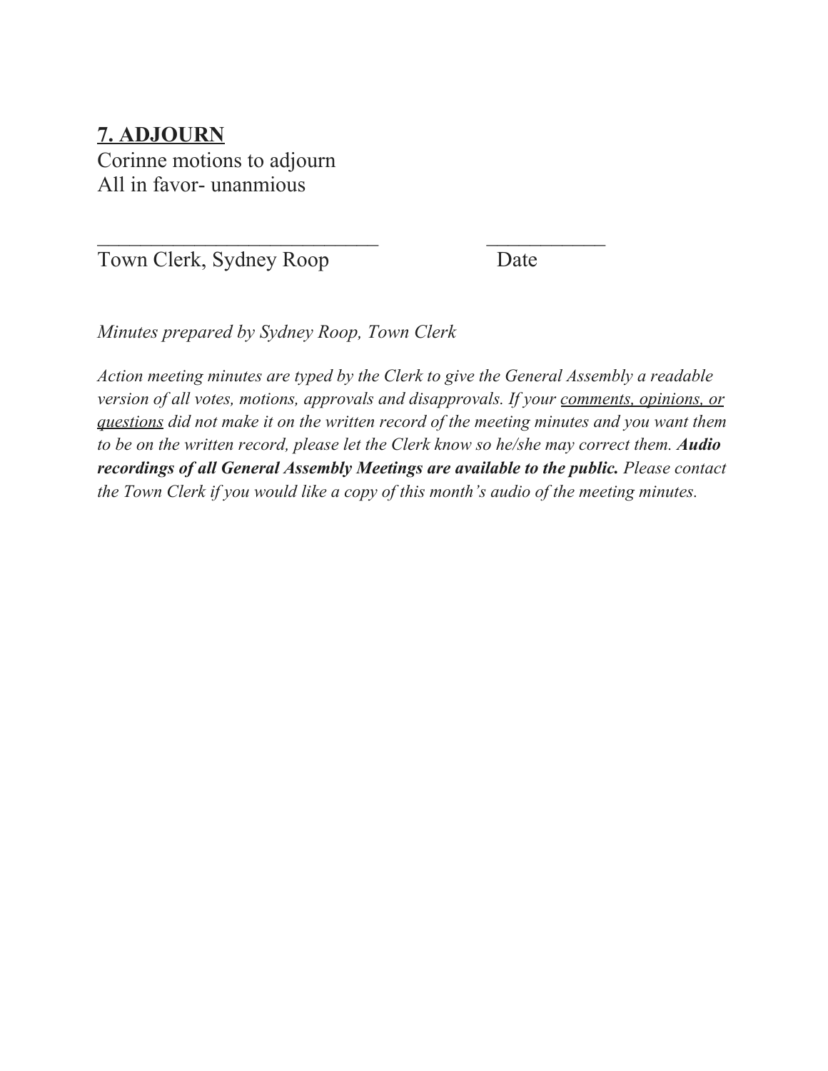## **7. ADJOURN**

Corinne motions to adjourn
All in favor- unanmious

\_\_\_\_\_\_\_\_\_\_\_\_\_\_\_\_\_\_\_\_\_\_\_\_\_\_\_\_ \_\_\_\_\_\_\_\_\_\_\_\_
Town Clerk, Sydney Roop Date

*Minutes prepared by Sydney Roop, Town Clerk*

*Action meeting minutes are typed by the Clerk to give the General Assembly a readable version of all votes, motions, approvals and disapprovals. If your comments, opinions, or questions did not make it on the written record of the meeting minutes and you want them to be on the written record, please let the Clerk know so he/she may correct them.* ***Audio recordings of all General Assembly Meetings are available to the public.*** *Please contact the Town Clerk if you would like a copy of this month's audio of the meeting minutes.*